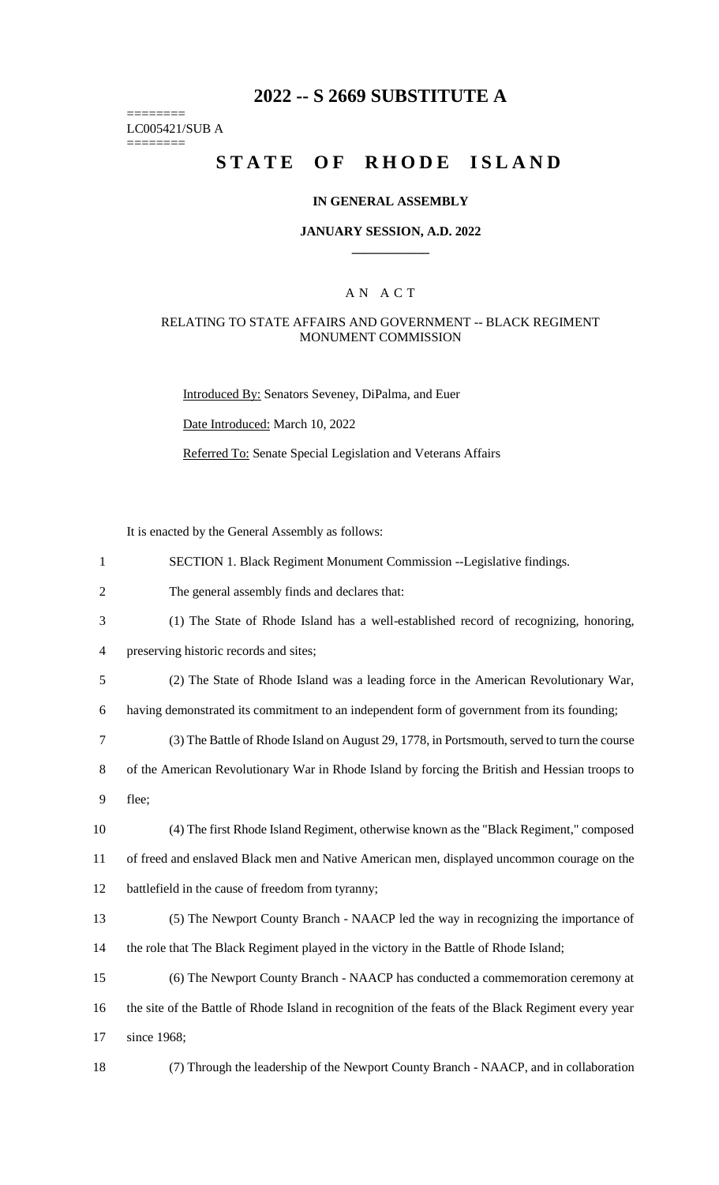# 2022 -- S 2669 SUBSTITUTE A

========
LC005421/SUB A
========

## STATE OF RHODE ISLAND

### IN GENERAL ASSEMBLY

### JANUARY SESSION, A.D. 2022

---

AN ACT

RELATING TO STATE AFFAIRS AND GOVERNMENT -- BLACK REGIMENT MONUMENT COMMISSION

Introduced By: Senators Seveney, DiPalma, and Euer

Date Introduced: March 10, 2022

Referred To: Senate Special Legislation and Veterans Affairs

It is enacted by the General Assembly as follows:

1 SECTION 1. Black Regiment Monument Commission --Legislative findings.

2 The general assembly finds and declares that:

3 (1) The State of Rhode Island has a well-established record of recognizing, honoring,
4 preserving historic records and sites;

5 (2) The State of Rhode Island was a leading force in the American Revolutionary War,
6 having demonstrated its commitment to an independent form of government from its founding;

7 (3) The Battle of Rhode Island on August 29, 1778, in Portsmouth, served to turn the course
8 of the American Revolutionary War in Rhode Island by forcing the British and Hessian troops to
9 flee;

10 (4) The first Rhode Island Regiment, otherwise known as the "Black Regiment," composed
11 of freed and enslaved Black men and Native American men, displayed uncommon courage on the
12 battlefield in the cause of freedom from tyranny;

13 (5) The Newport County Branch - NAACP led the way in recognizing the importance of
14 the role that The Black Regiment played in the victory in the Battle of Rhode Island;

15 (6) The Newport County Branch - NAACP has conducted a commemoration ceremony at
16 the site of the Battle of Rhode Island in recognition of the feats of the Black Regiment every year
17 since 1968;

18 (7) Through the leadership of the Newport County Branch - NAACP, and in collaboration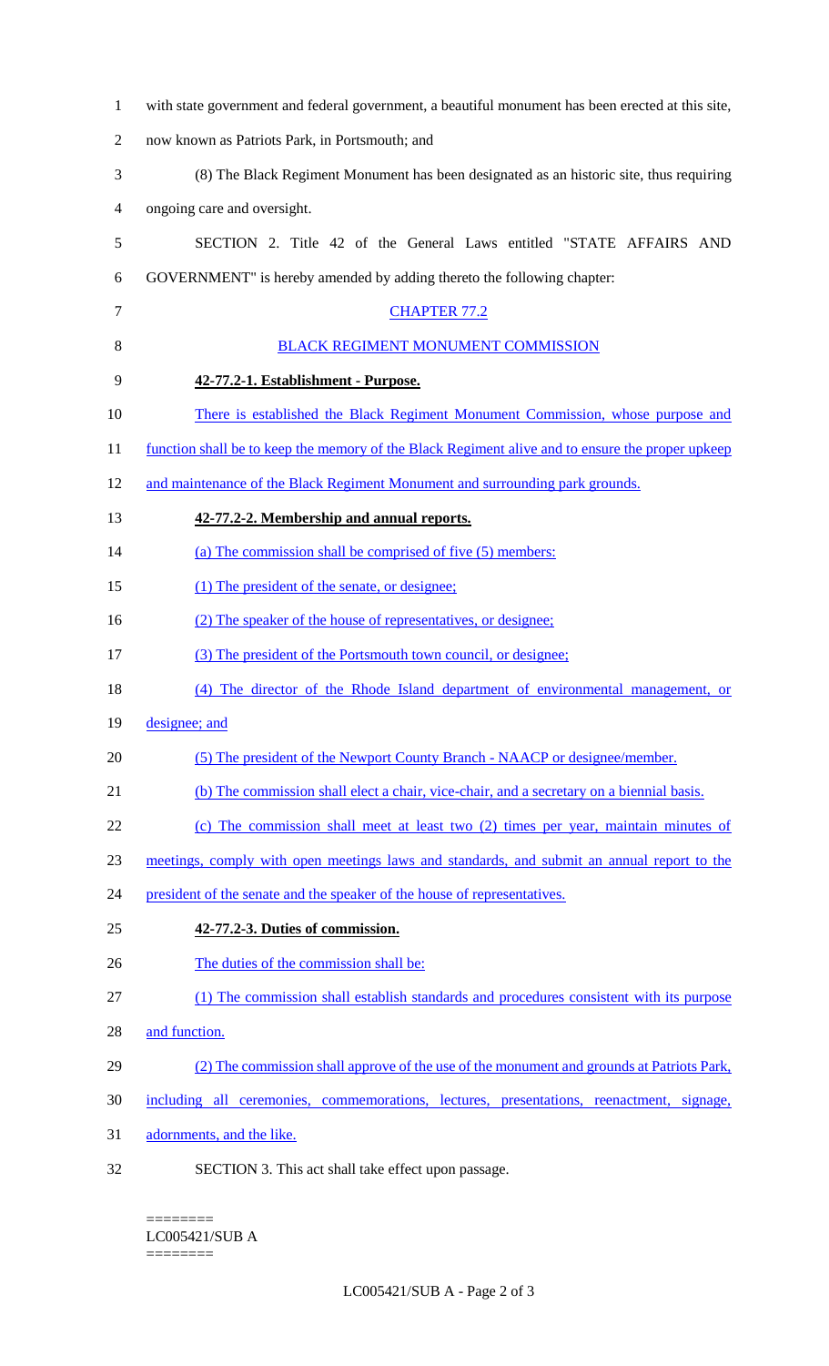with state government and federal government, a beautiful monument has been erected at this site, now known as Patriots Park, in Portsmouth; and

(8) The Black Regiment Monument has been designated as an historic site, thus requiring ongoing care and oversight.

SECTION 2. Title 42 of the General Laws entitled "STATE AFFAIRS AND GOVERNMENT" is hereby amended by adding thereto the following chapter:

CHAPTER 77.2

BLACK REGIMENT MONUMENT COMMISSION

**42-77.2-1. Establishment - Purpose.**

There is established the Black Regiment Monument Commission, whose purpose and function shall be to keep the memory of the Black Regiment alive and to ensure the proper upkeep and maintenance of the Black Regiment Monument and surrounding park grounds.

**42-77.2-2. Membership and annual reports.**

(a) The commission shall be comprised of five (5) members:

(1) The president of the senate, or designee;

(2) The speaker of the house of representatives, or designee;

(3) The president of the Portsmouth town council, or designee;

(4) The director of the Rhode Island department of environmental management, or designee; and

(5) The president of the Newport County Branch - NAACP or designee/member.

(b) The commission shall elect a chair, vice-chair, and a secretary on a biennial basis.

(c) The commission shall meet at least two (2) times per year, maintain minutes of meetings, comply with open meetings laws and standards, and submit an annual report to the president of the senate and the speaker of the house of representatives.

**42-77.2-3. Duties of commission.**

The duties of the commission shall be:

(1) The commission shall establish standards and procedures consistent with its purpose and function.

(2) The commission shall approve of the use of the monument and grounds at Patriots Park, including all ceremonies, commemorations, lectures, presentations, reenactment, signage, adornments, and the like.

SECTION 3. This act shall take effect upon passage.

========
LC005421/SUB A
========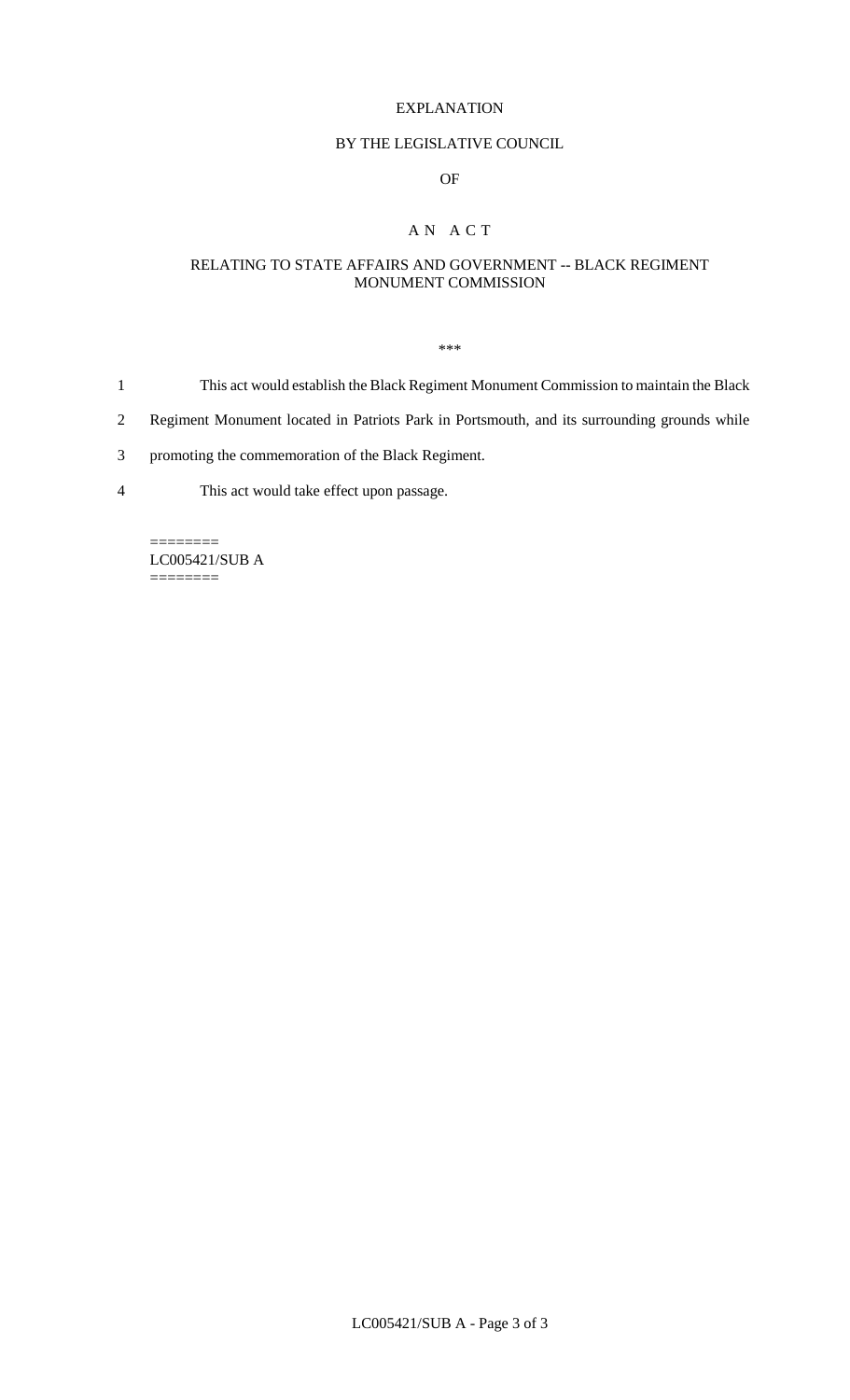EXPLANATION

BY THE LEGISLATIVE COUNCIL

OF

A N A C T

RELATING TO STATE AFFAIRS AND GOVERNMENT -- BLACK REGIMENT MONUMENT COMMISSION

\*\*\*

1 This act would establish the Black Regiment Monument Commission to maintain the Black
2 Regiment Monument located in Patriots Park in Portsmouth, and its surrounding grounds while
3 promoting the commemoration of the Black Regiment.
4 This act would take effect upon passage.

========
LC005421/SUB A
========